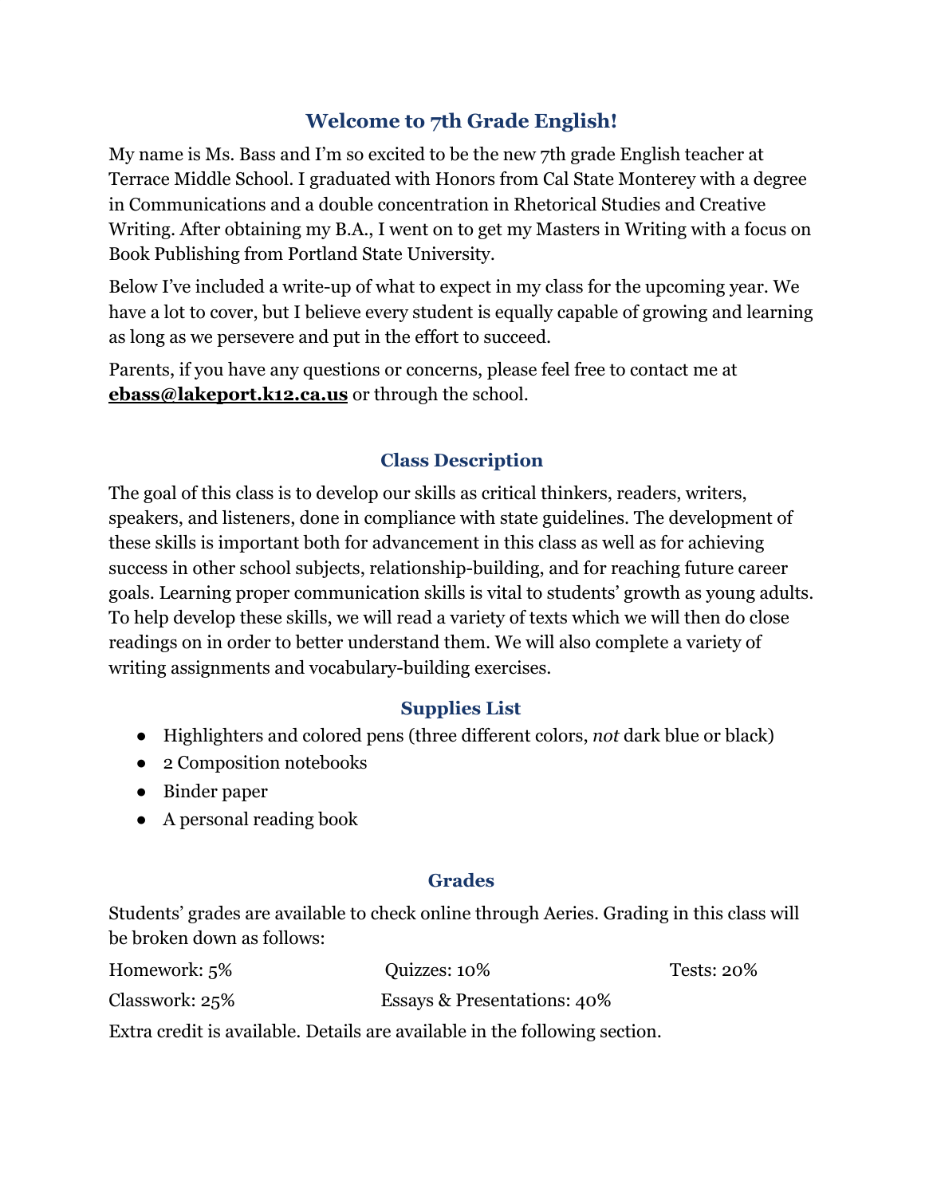# Welcome to 7th Grade English!

My name is Ms. Bass and I'm so excited to be the new 7th grade English teacher at Terrace Middle School. I graduated with Honors from Cal State Monterey with a degree in Communications and a double concentration in Rhetorical Studies and Creative Writing. After obtaining my B.A., I went on to get my Masters in Writing with a focus on Book Publishing from Portland State University.

Below I've included a write-up of what to expect in my class for the upcoming year. We have a lot to cover, but I believe every student is equally capable of growing and learning as long as we persevere and put in the effort to succeed.

Parents, if you have any questions or concerns, please feel free to contact me at **ebass@lakeport.k12.ca.us** or through the school.

## Class Description

The goal of this class is to develop our skills as critical thinkers, readers, writers, speakers, and listeners, done in compliance with state guidelines. The development of these skills is important both for advancement in this class as well as for achieving success in other school subjects, relationship-building, and for reaching future career goals. Learning proper communication skills is vital to students' growth as young adults. To help develop these skills, we will read a variety of texts which we will then do close readings on in order to better understand them. We will also complete a variety of writing assignments and vocabulary-building exercises.

## Supplies List

- Highlighters and colored pens (three different colors, *not* dark blue or black)
- 2 Composition notebooks
- Binder paper
- A personal reading book

## Grades

Students' grades are available to check online through Aeries. Grading in this class will be broken down as follows:

Homework: 5%
Quizzes: 10%
Tests: 20%
Classwork: 25%
Essays & Presentations: 40%

Extra credit is available. Details are available in the following section.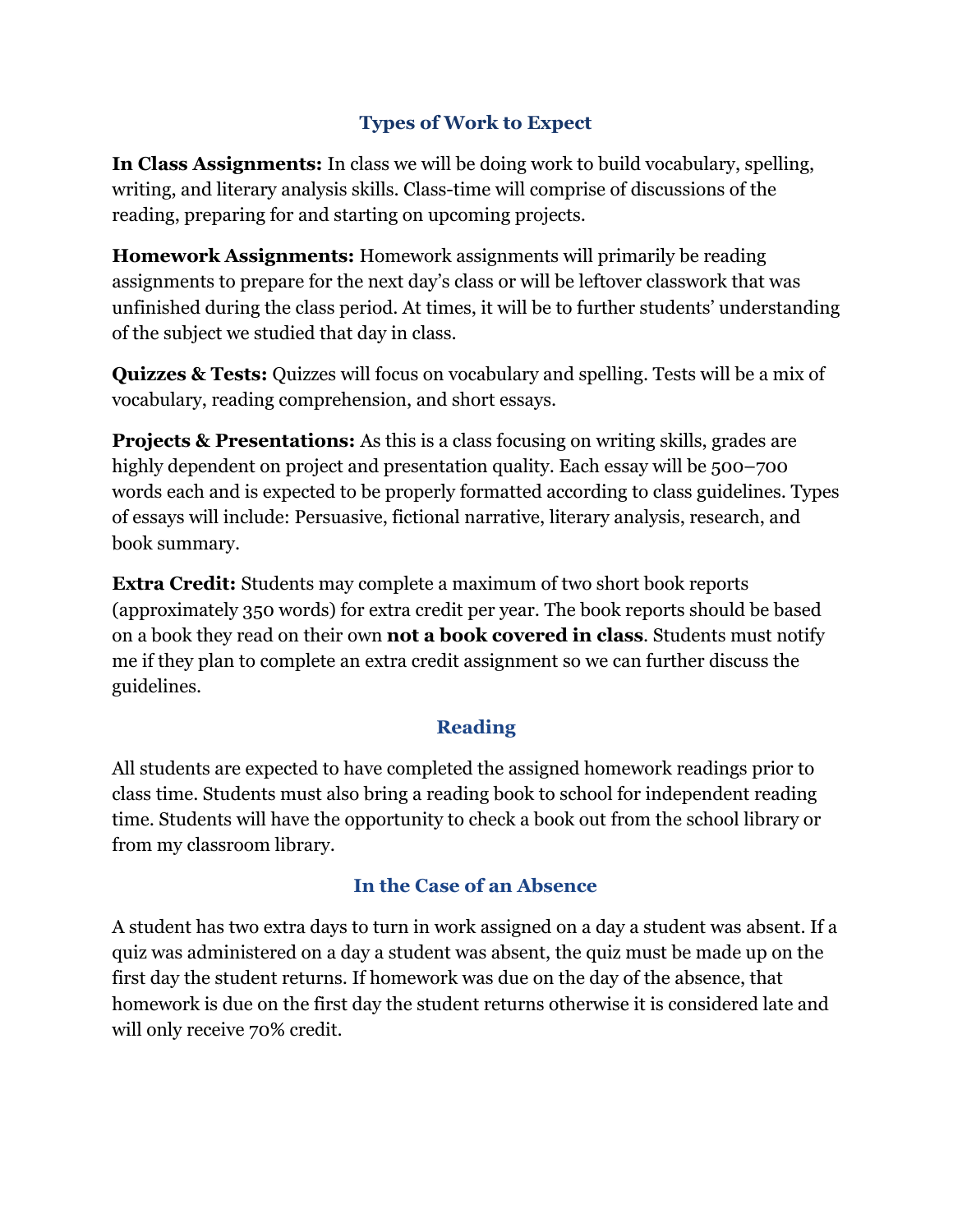## Types of Work to Expect

**In Class Assignments:** In class we will be doing work to build vocabulary, spelling, writing, and literary analysis skills. Class-time will comprise of discussions of the reading, preparing for and starting on upcoming projects.

**Homework Assignments:** Homework assignments will primarily be reading assignments to prepare for the next day's class or will be leftover classwork that was unfinished during the class period. At times, it will be to further students' understanding of the subject we studied that day in class.

**Quizzes & Tests:** Quizzes will focus on vocabulary and spelling. Tests will be a mix of vocabulary, reading comprehension, and short essays.

**Projects & Presentations:** As this is a class focusing on writing skills, grades are highly dependent on project and presentation quality. Each essay will be 500–700 words each and is expected to be properly formatted according to class guidelines. Types of essays will include: Persuasive, fictional narrative, literary analysis, research, and book summary.

**Extra Credit:** Students may complete a maximum of two short book reports (approximately 350 words) for extra credit per year. The book reports should be based on a book they read on their own **not a book covered in class**. Students must notify me if they plan to complete an extra credit assignment so we can further discuss the guidelines.

## Reading

All students are expected to have completed the assigned homework readings prior to class time. Students must also bring a reading book to school for independent reading time. Students will have the opportunity to check a book out from the school library or from my classroom library.

## In the Case of an Absence

A student has two extra days to turn in work assigned on a day a student was absent. If a quiz was administered on a day a student was absent, the quiz must be made up on the first day the student returns. If homework was due on the day of the absence, that homework is due on the first day the student returns otherwise it is considered late and will only receive 70% credit.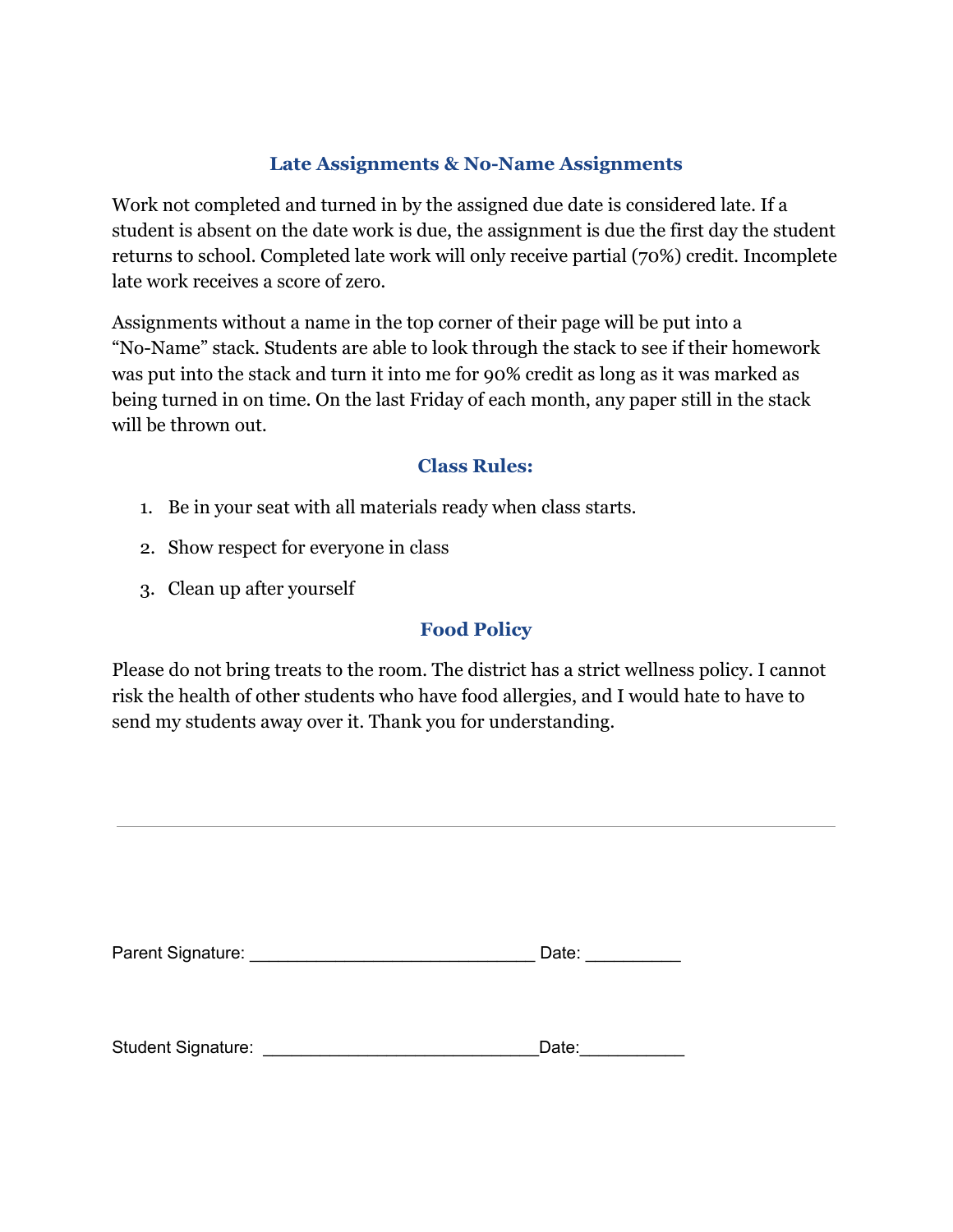## Late Assignments & No-Name Assignments

Work not completed and turned in by the assigned due date is considered late. If a student is absent on the date work is due, the assignment is due the first day the student returns to school. Completed late work will only receive partial (70%) credit. Incomplete late work receives a score of zero.

Assignments without a name in the top corner of their page will be put into a "No-Name" stack. Students are able to look through the stack to see if their homework was put into the stack and turn it into me for 90% credit as long as it was marked as being turned in on time. On the last Friday of each month, any paper still in the stack will be thrown out.

## Class Rules:

1. Be in your seat with all materials ready when class starts.
2. Show respect for everyone in class
3. Clean up after yourself

## Food Policy

Please do not bring treats to the room. The district has a strict wellness policy. I cannot risk the health of other students who have food allergies, and I would hate to have to send my students away over it. Thank you for understanding.

---

Parent Signature: ______________________________ Date: __________

Student Signature: _____________________________Date:___________